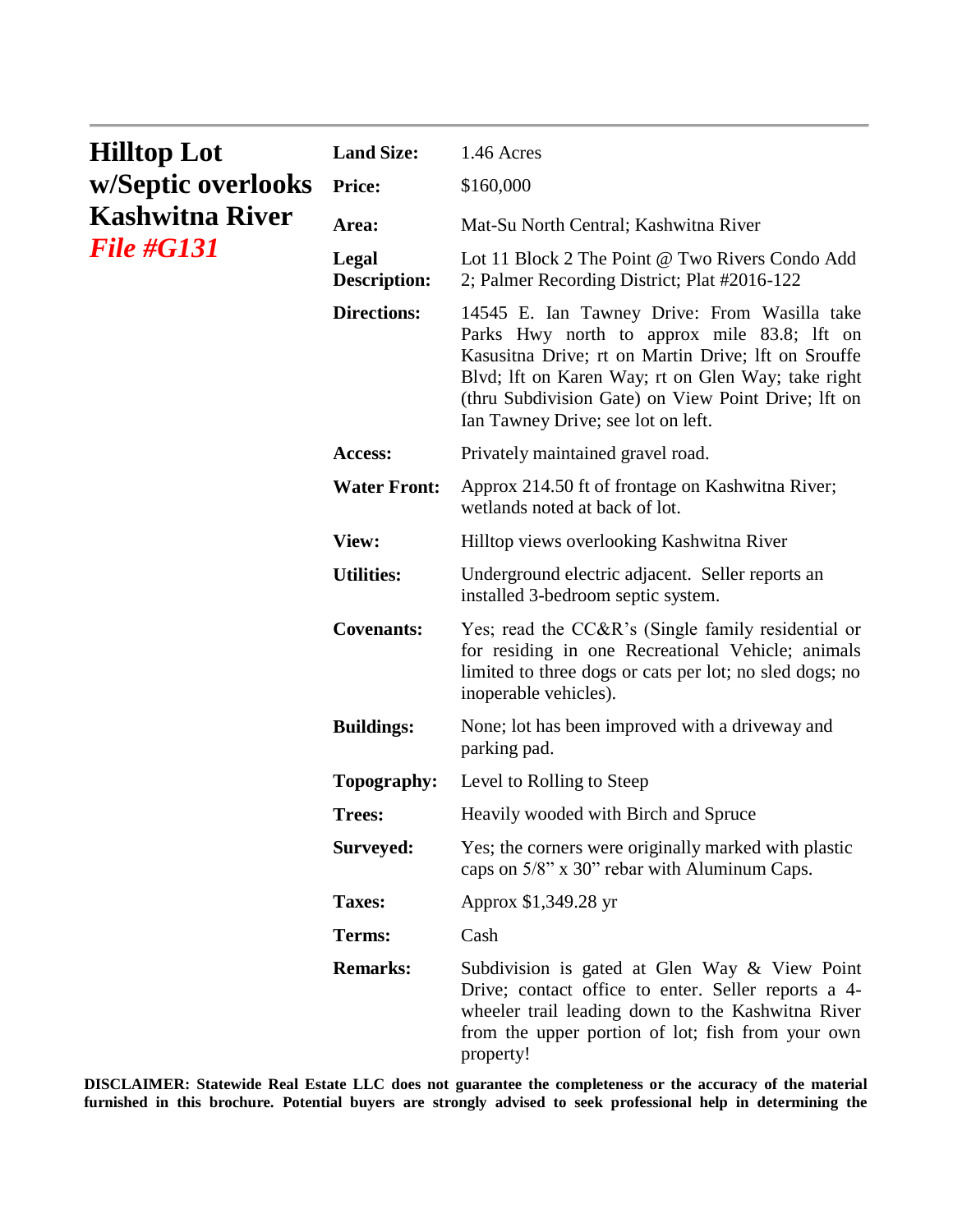# Hilltop Lot w/Septic overlooks Kashwitna River

***File #G131***

| | |
|---|---|
| **Land Size:** | 1.46 Acres |
| **Price:** | $160,000 |
| **Area:** | Mat-Su North Central; Kashwitna River |
| **Legal Description:** | Lot 11 Block 2 The Point @ Two Rivers Condo Add 2; Palmer Recording District; Plat #2016-122 |
| **Directions:** | 14545 E. Ian Tawney Drive: From Wasilla take Parks Hwy north to approx mile 83.8; lft on Kasusitna Drive; rt on Martin Drive; lft on Srouffe Blvd; lft on Karen Way; rt on Glen Way; take right (thru Subdivision Gate) on View Point Drive; lft on Ian Tawney Drive; see lot on left. |
| **Access:** | Privately maintained gravel road. |
| **Water Front:** | Approx 214.50 ft of frontage on Kashwitna River; wetlands noted at back of lot. |
| **View:** | Hilltop views overlooking Kashwitna River |
| **Utilities:** | Underground electric adjacent. Seller reports an installed 3-bedroom septic system. |
| **Covenants:** | Yes; read the CC&R's (Single family residential or for residing in one Recreational Vehicle; animals limited to three dogs or cats per lot; no sled dogs; no inoperable vehicles). |
| **Buildings:** | None; lot has been improved with a driveway and parking pad. |
| **Topography:** | Level to Rolling to Steep |
| **Trees:** | Heavily wooded with Birch and Spruce |
| **Surveyed:** | Yes; the corners were originally marked with plastic caps on 5/8" x 30" rebar with Aluminum Caps. |
| **Taxes:** | Approx $1,349.28 yr |
| **Terms:** | Cash |
| **Remarks:** | Subdivision is gated at Glen Way & View Point Drive; contact office to enter. Seller reports a 4-wheeler trail leading down to the Kashwitna River from the upper portion of lot; fish from your own property! |

**DISCLAIMER: Statewide Real Estate LLC does not guarantee the completeness or the accuracy of the material furnished in this brochure. Potential buyers are strongly advised to seek professional help in determining the**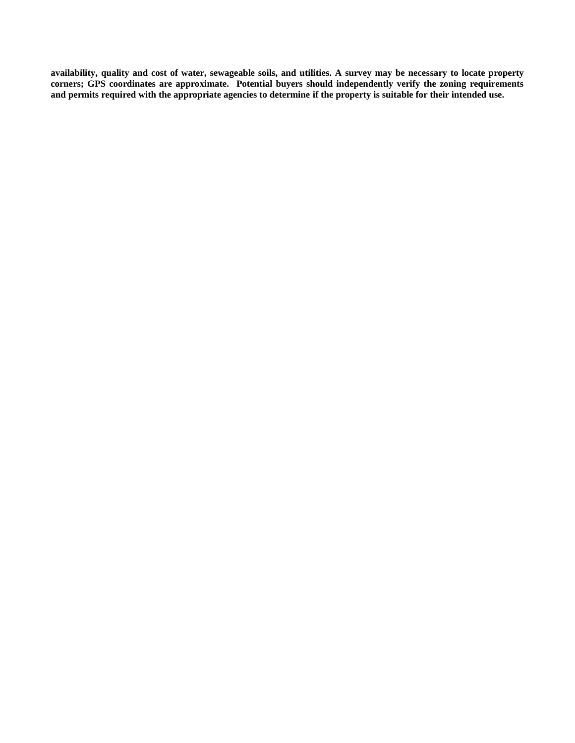**availability, quality and cost of water, sewageable soils, and utilities. A survey may be necessary to locate property corners; GPS coordinates are approximate. Potential buyers should independently verify the zoning requirements and permits required with the appropriate agencies to determine if the property is suitable for their intended use.**